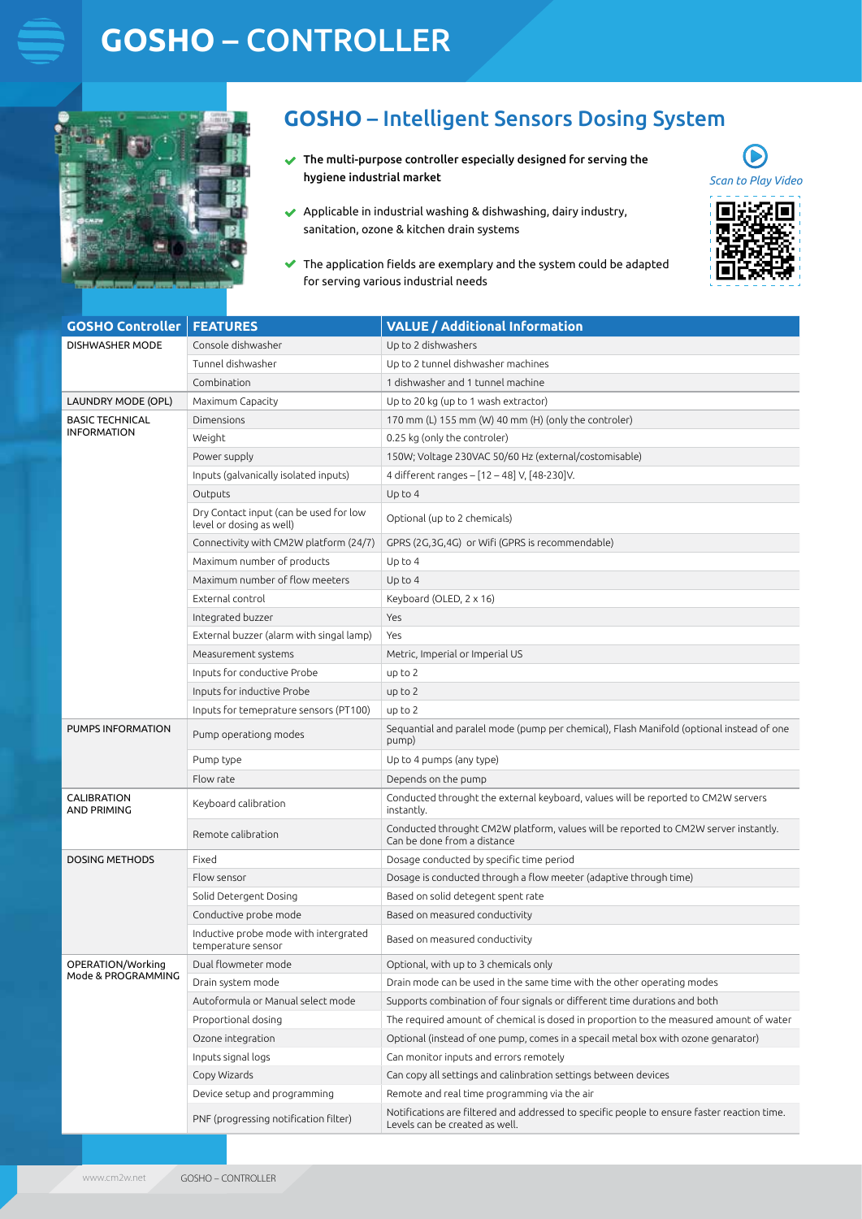# GOSHO – CONTROLLER

## GOSHO – Intelligent Sensors Dosing System

- **The multi-purpose controller especially designed for serving the hygiene industrial market**
- Applicable in industrial washing & dishwashing, dairy industry, sanitation, ozone & kitchen drain systems
- The application fields are exemplary and the system could be adapted for serving various industrial needs

*Scan to Play Video*

| GOSHO Controller | FEATURES | VALUE / Additional Information |
|---|---|---|
| DISHWASHER MODE | Console dishwasher | Up to 2 dishwashers |
| | Tunnel dishwasher | Up to 2 tunnel dishwasher machines |
| | Combination | 1 dishwasher and 1 tunnel machine |
| LAUNDRY MODE (OPL) | Maximum Capacity | Up to 20 kg (up to 1 wash extractor) |
| BASIC TECHNICAL INFORMATION | Dimensions | 170 mm (L) 155 mm (W) 40 mm (H) (only the controler) |
| | Weight | 0.25 kg (only the controler) |
| | Power supply | 150W; Voltage 230VAC 50/60 Hz (external/costomisable) |
| | Inputs (galvanically isolated inputs) | 4 different ranges – [12 – 48] V, [48-230]V. |
| | Outputs | Up to 4 |
| | Dry Contact input (can be used for low level or dosing as well) | Optional (up to 2 chemicals) |
| | Connectivity with CM2W platform (24/7) | GPRS (2G,3G,4G) or Wifi (GPRS is recommendable) |
| | Maximum number of products | Up to 4 |
| | Maximum number of flow meeters | Up to 4 |
| | External control | Keyboard (OLED, 2 x 16) |
| | Integrated buzzer | Yes |
| | External buzzer (alarm with singal lamp) | Yes |
| | Measurement systems | Metric, Imperial or Imperial US |
| | Inputs for conductive Probe | up to 2 |
| | Inputs for inductive Probe | up to 2 |
| | Inputs for temeprature sensors (PT100) | up to 2 |
| PUMPS INFORMATION | Pump operationg modes | Sequantial and paralel mode (pump per chemical), Flash Manifold (optional instead of one pump) |
| | Pump type | Up to 4 pumps (any type) |
| | Flow rate | Depends on the pump |
| CALIBRATION AND PRIMING | Keyboard calibration | Conducted throught the external keyboard, values will be reported to CM2W servers instantly. |
| | Remote calibration | Conducted throught CM2W platform, values will be reported to CM2W server instantly. Can be done from a distance |
| DOSING METHODS | Fixed | Dosage conducted by specific time period |
| | Flow sensor | Dosage is conducted through a flow meeter (adaptive through time) |
| | Solid Detergent Dosing | Based on solid detegent spent rate |
| | Conductive probe mode | Based on measured conductivity |
| | Inductive probe mode with intergrated temperature sensor | Based on measured conductivity |
| OPERATION/Working Mode & PROGRAMMING | Dual flowmeter mode | Optional, with up to 3 chemicals only |
| | Drain system mode | Drain mode can be used in the same time with the other operating modes |
| | Autoformula or Manual select mode | Supports combination of four signals or different time durations and both |
| | Proportional dosing | The required amount of chemical is dosed in proportion to the measured amount of water |
| | Ozone integration | Optional (instead of one pump, comes in a specail metal box with ozone genarator) |
| | Inputs signal logs | Can monitor inputs and errors remotely |
| | Copy Wizards | Can copy all settings and calinbration settings between devices |
| | Device setup and programming | Remote and real time programming via the air |
| | PNF (progressing notification filter) | Notifications are filtered and addressed to specific people to ensure faster reaction time. Levels can be created as well. |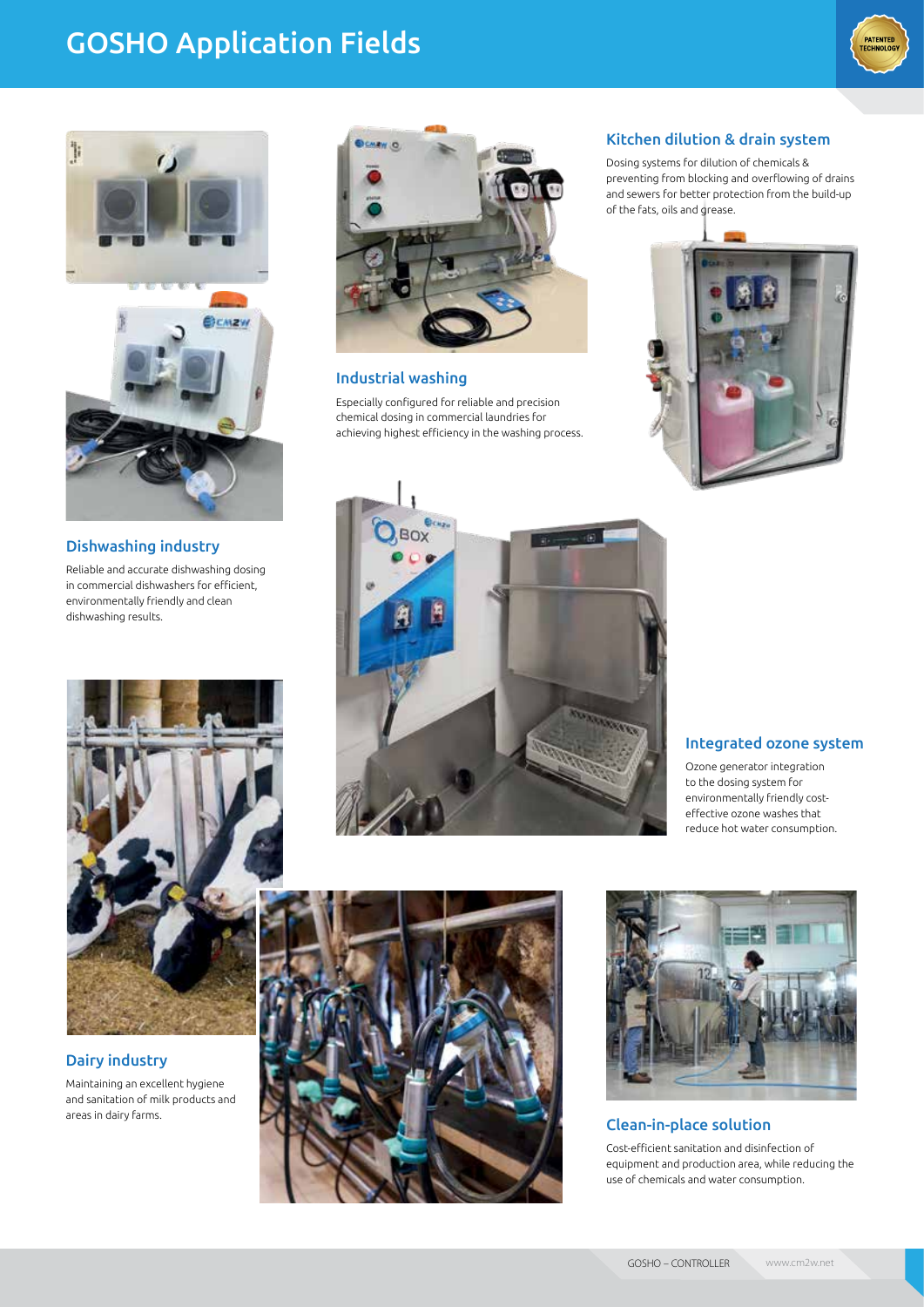# GOSHO Application Fields

## Dishwashing industry

Reliable and accurate dishwashing dosing in commercial dishwashers for efficient, environmentally friendly and clean dishwashing results.

## Industrial washing

Especially configured for reliable and precision chemical dosing in commercial laundries for achieving highest efficiency in the washing process.

## Kitchen dilution & drain system

Dosing systems for dilution of chemicals & preventing from blocking and overflowing of drains and sewers for better protection from the build-up of the fats, oils and grease.

## Integrated ozone system

Ozone generator integration to the dosing system for environmentally friendly cost-effective ozone washes that reduce hot water consumption.

## Dairy industry

Maintaining an excellent hygiene and sanitation of milk products and areas in dairy farms.

## Clean-in-place solution

Cost-efficient sanitation and disinfection of equipment and production area, while reducing the use of chemicals and water consumption.